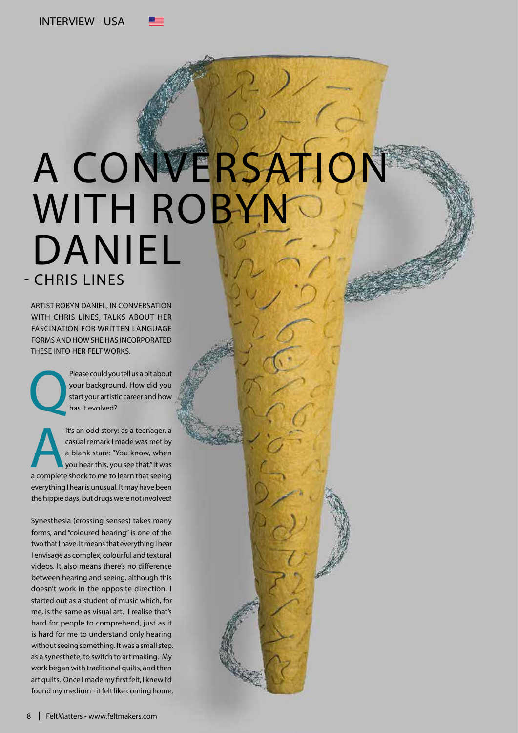# A CONVERSATION WITH ROBYN DANIEL

- CHRIS LINES

ARTIST ROBYN DANIEL, IN CONVERSATION WITH CHRIS LINES, TALKS ABOUT HER FASCINATION FOR WRITTEN LANGUAGE FORMS AND HOW SHE HAS INCORPORATED THESE INTO HER FELT WORKS.

**Q** Please could you tell us a bit about your background. How did you start your artistic career and how has it evolved?

**A** It's an odd story: as a teenager, a casual remark I made was met by a blank stare: "You know, when you hear this, you see that." It was a complete shock to me to learn that seeing everything I hear is unusual. It may have been the hippie days, but drugs were not involved!

Synesthesia (crossing senses) takes many forms, and "coloured hearing" is one of the two that I have. It means that everything I hear I envisage as complex, colourful and textural videos. It also means there's no difference between hearing and seeing, although this doesn't work in the opposite direction. I started out as a student of music which, for me, is the same as visual art. I realise that's hard for people to comprehend, just as it is hard for me to understand only hearing without seeing something. It was a small step, as a synesthete, to switch to art making. My work began with traditional quilts, and then art quilts. Once I made my first felt, I knew I'd found my medium - it felt like coming home.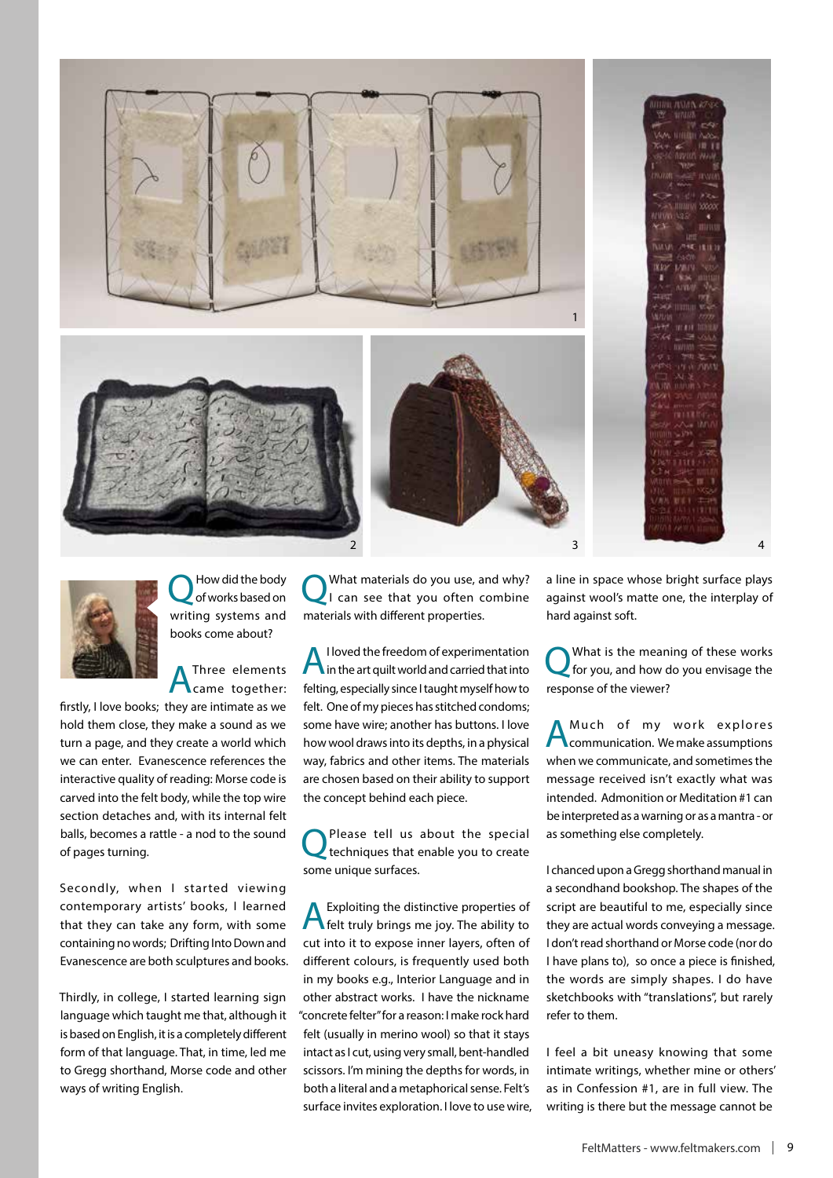**Q** How did the body of works based on writing systems and books come about?

**A** Three elements came together: firstly, I love books; they are intimate as we hold them close, they make a sound as we turn a page, and they create a world which we can enter. Evanescence references the interactive quality of reading: Morse code is carved into the felt body, while the top wire section detaches and, with its internal felt balls, becomes a rattle - a nod to the sound of pages turning.

Secondly, when I started viewing contemporary artists' books, I learned that they can take any form, with some containing no words; Drifting Into Down and Evanescence are both sculptures and books.

Thirdly, in college, I started learning sign language which taught me that, although it is based on English, it is a completely different form of that language. That, in time, led me to Gregg shorthand, Morse code and other ways of writing English.

**Q** What materials do you use, and why? I can see that you often combine materials with different properties.

**A** I loved the freedom of experimentation in the art quilt world and carried that into felting, especially since I taught myself how to felt. One of my pieces has stitched condoms; some have wire; another has buttons. I love how wool draws into its depths, in a physical way, fabrics and other items. The materials are chosen based on their ability to support the concept behind each piece.

**Q** Please tell us about the special techniques that enable you to create some unique surfaces.

**A** Exploiting the distinctive properties of felt truly brings me joy. The ability to cut into it to expose inner layers, often of different colours, is frequently used both in my books e.g., Interior Language and in other abstract works. I have the nickname "concrete felter" for a reason: I make rock hard felt (usually in merino wool) so that it stays intact as I cut, using very small, bent-handled scissors. I'm mining the depths for words, in both a literal and a metaphorical sense. Felt's surface invites exploration. I love to use wire, a line in space whose bright surface plays against wool's matte one, the interplay of hard against soft.

**Q** What is the meaning of these works for you, and how do you envisage the response of the viewer?

**A** Much of my work explores communication. We make assumptions when we communicate, and sometimes the message received isn't exactly what was intended. Admonition or Meditation #1 can be interpreted as a warning or as a mantra - or as something else completely.

I chanced upon a Gregg shorthand manual in a secondhand bookshop. The shapes of the script are beautiful to me, especially since they are actual words conveying a message. I don't read shorthand or Morse code (nor do I have plans to), so once a piece is finished, the words are simply shapes. I do have sketchbooks with "translations", but rarely refer to them.

I feel a bit uneasy knowing that some intimate writings, whether mine or others' as in Confession #1, are in full view. The writing is there but the message cannot be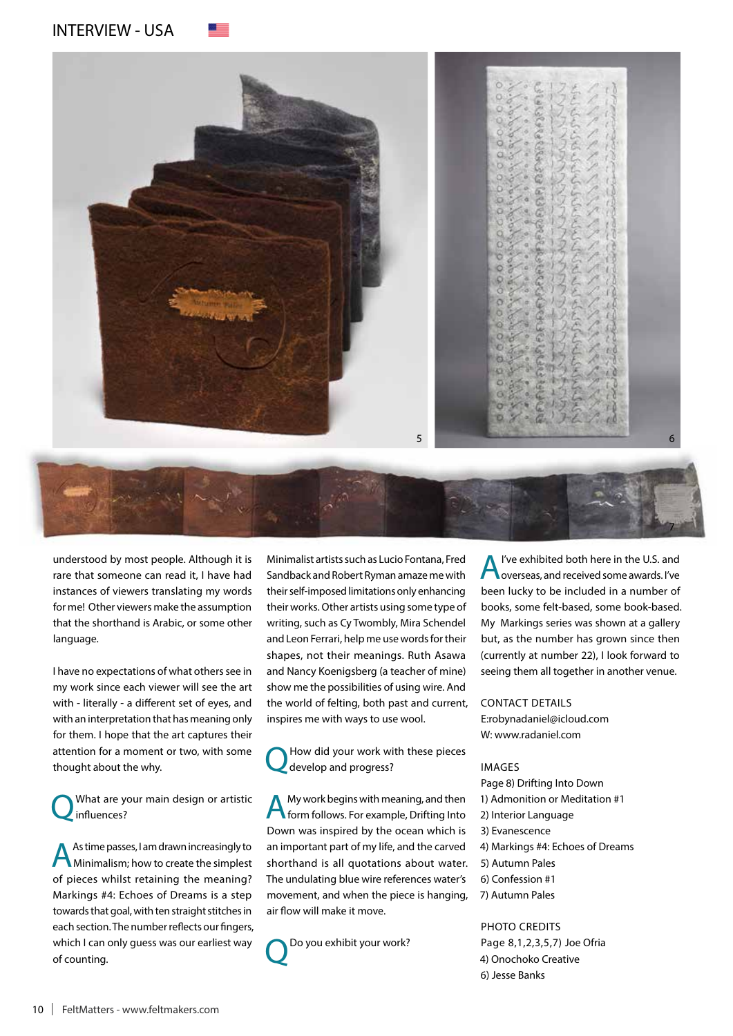understood by most people. Although it is rare that someone can read it, I have had instances of viewers translating my words for me! Other viewers make the assumption that the shorthand is Arabic, or some other language.

I have no expectations of what others see in my work since each viewer will see the art with - literally - a different set of eyes, and with an interpretation that has meaning only for them. I hope that the art captures their attention for a moment or two, with some thought about the why.

**Q** What are your main design or artistic influences?

**A** As time passes, I am drawn increasingly to Minimalism; how to create the simplest of pieces whilst retaining the meaning? Markings #4: Echoes of Dreams is a step towards that goal, with ten straight stitches in each section. The number reflects our fingers, which I can only guess was our earliest way of counting.

Minimalist artists such as Lucio Fontana, Fred Sandback and Robert Ryman amaze me with their self-imposed limitations only enhancing their works. Other artists using some type of writing, such as Cy Twombly, Mira Schendel and Leon Ferrari, help me use words for their shapes, not their meanings. Ruth Asawa and Nancy Koenigsberg (a teacher of mine) show me the possibilities of using wire. And the world of felting, both past and current, inspires me with ways to use wool.

**Q** How did your work with these pieces develop and progress?

**A** My work begins with meaning, and then form follows. For example, Drifting Into Down was inspired by the ocean which is an important part of my life, and the carved shorthand is all quotations about water. The undulating blue wire references water's movement, and when the piece is hanging, air flow will make it move.

**Q** Do you exhibit your work?

**A** I've exhibited both here in the U.S. and overseas, and received some awards. I've been lucky to be included in a number of books, some felt-based, some book-based. My Markings series was shown at a gallery but, as the number has grown since then (currently at number 22), I look forward to seeing them all together in another venue.

CONTACT DETAILS
E:robynadaniel@icloud.com
W: www.radaniel.com

IMAGES
Page 8) Drifting Into Down
1) Admonition or Meditation #1
2) Interior Language
3) Evanescence
4) Markings #4: Echoes of Dreams
5) Autumn Pales
6) Confession #1
7) Autumn Pales

PHOTO CREDITS
Page 8,1,2,3,5,7) Joe Ofria
4) Onochoko Creative
6) Jesse Banks